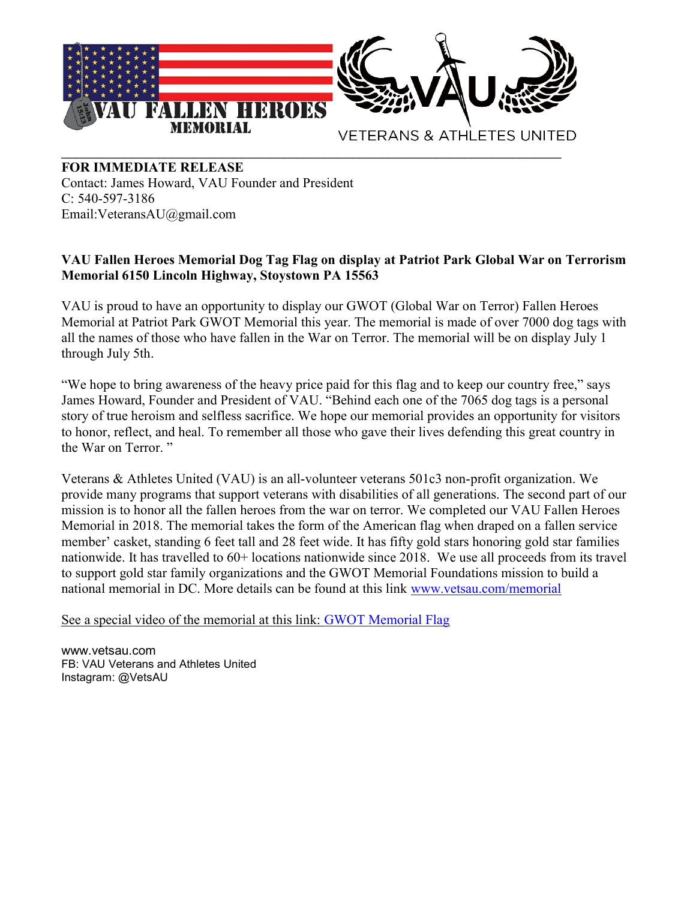**FOR IMMEDIATE RELEASE**
Contact: James Howard, VAU Founder and President
C: 540-597-3186
Email:VeteransAU@gmail.com

**VAU Fallen Heroes Memorial Dog Tag Flag on display at Patriot Park Global War on Terrorism Memorial 6150 Lincoln Highway, Stoystown PA 15563**

VAU is proud to have an opportunity to display our GWOT (Global War on Terror) Fallen Heroes Memorial at Patriot Park GWOT Memorial this year. The memorial is made of over 7000 dog tags with all the names of those who have fallen in the War on Terror. The memorial will be on display July 1 through July 5th.

"We hope to bring awareness of the heavy price paid for this flag and to keep our country free," says James Howard, Founder and President of VAU. "Behind each one of the 7065 dog tags is a personal story of true heroism and selfless sacrifice. We hope our memorial provides an opportunity for visitors to honor, reflect, and heal. To remember all those who gave their lives defending this great country in the War on Terror. "

Veterans & Athletes United (VAU) is an all-volunteer veterans 501c3 non-profit organization. We provide many programs that support veterans with disabilities of all generations. The second part of our mission is to honor all the fallen heroes from the war on terror. We completed our VAU Fallen Heroes Memorial in 2018. The memorial takes the form of the American flag when draped on a fallen service member' casket, standing 6 feet tall and 28 feet wide. It has fifty gold stars honoring gold star families nationwide. It has travelled to 60+ locations nationwide since 2018. We use all proceeds from its travel to support gold star family organizations and the GWOT Memorial Foundations mission to build a national memorial in DC. More details can be found at this link www.vetsau.com/memorial

See a special video of the memorial at this link: GWOT Memorial Flag

www.vetsau.com
FB: VAU Veterans and Athletes United
Instagram: @VetsAU